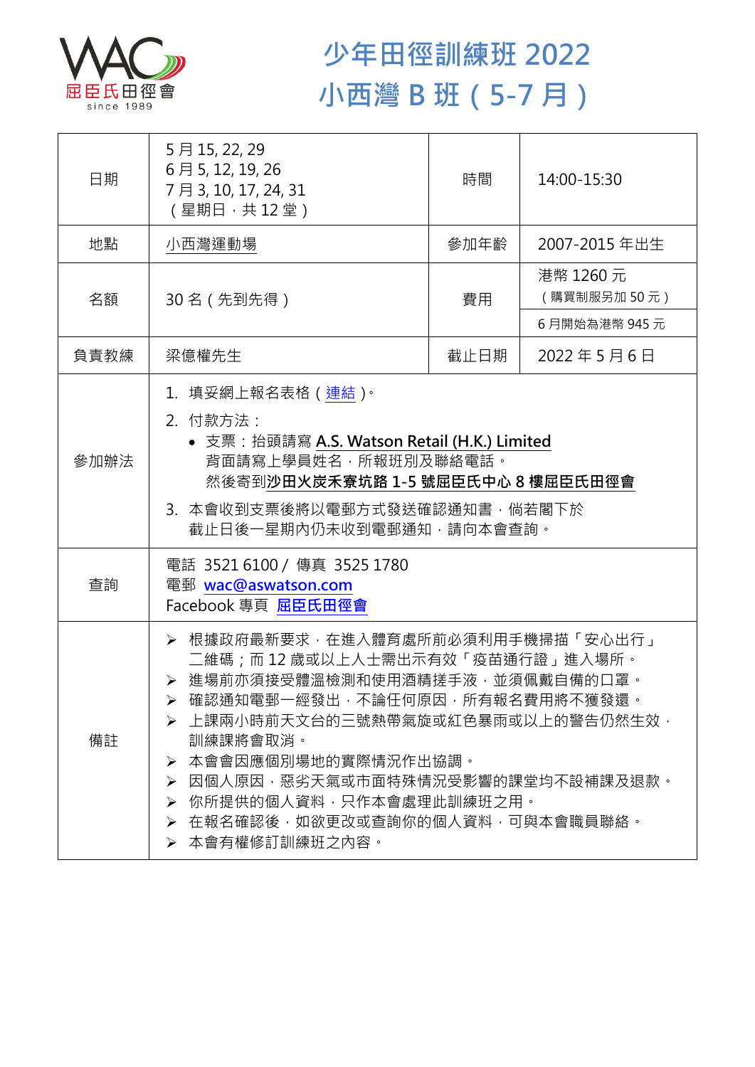# 少年田徑訓練班 2022
# 小西灣 B 班（5-7 月）

| 日期 | 5 月 15, 22, 29<br>6 月 5, 12, 19, 26<br>7 月 3, 10, 17, 24, 31<br>（星期日，共 12 堂） | 時間 | 14:00-15:30 |
|---|---|---|---|
| 地點 | 小西灣運動場 | 參加年齡 | 2007-2015 年出生 |
| 名額 | 30 名（先到先得） | 費用 | 港幣 1260 元<br>（購買制服另加 50 元）<br>6 月開始為港幣 945 元 |
| 負責教練 | 梁億權先生 | 截止日期 | 2022 年 5 月 6 日 |
| 參加辦法 | 1. 填妥網上報名表格（連結）。<br>2. 付款方法：<br>• 支票：抬頭請寫 **A.S. Watson Retail (H.K.) Limited**<br>背面請寫上學員姓名，所報班別及聯絡電話。<br>然後寄到**沙田火炭禾寮坑路 1-5 號屈臣氏中心 8 樓屈臣氏田徑會**<br>3. 本會收到支票後將以電郵方式發送確認通知書，倘若閣下於截止日後一星期內仍未收到電郵通知，請向本會查詢。 | | |
| 查詢 | 電話 3521 6100 / 傳真 3525 1780<br>電郵 wac@aswatson.com<br>Facebook 專頁 屈臣氏田徑會 | | |
| 備註 | ➢ 根據政府最新要求，在進入體育處所前必須利用手機掃描「安心出行」二維碼；而 12 歲或以上人士需出示有效「疫苗通行證」進入場所。<br>➢ 進場前亦須接受體溫檢測和使用酒精搓手液，並須佩戴自備的口罩。<br>➢ 確認通知電郵一經發出，不論任何原因，所有報名費用將不獲發還。<br>➢ 上課兩小時前天文台的三號熱帶氣旋或紅色暴雨或以上的警告仍然生效，訓練課將會取消。<br>➢ 本會會因應個別場地的實際情況作出協調。<br>➢ 因個人原因，惡劣天氣或市面特殊情況受影響的課堂均不設補課及退款。<br>➢ 你所提供的個人資料，只作本會處理此訓練班之用。<br>➢ 在報名確認後，如欲更改或查詢你的個人資料，可與本會職員聯絡。<br>➢ 本會有權修訂訓練班之內容。 | | |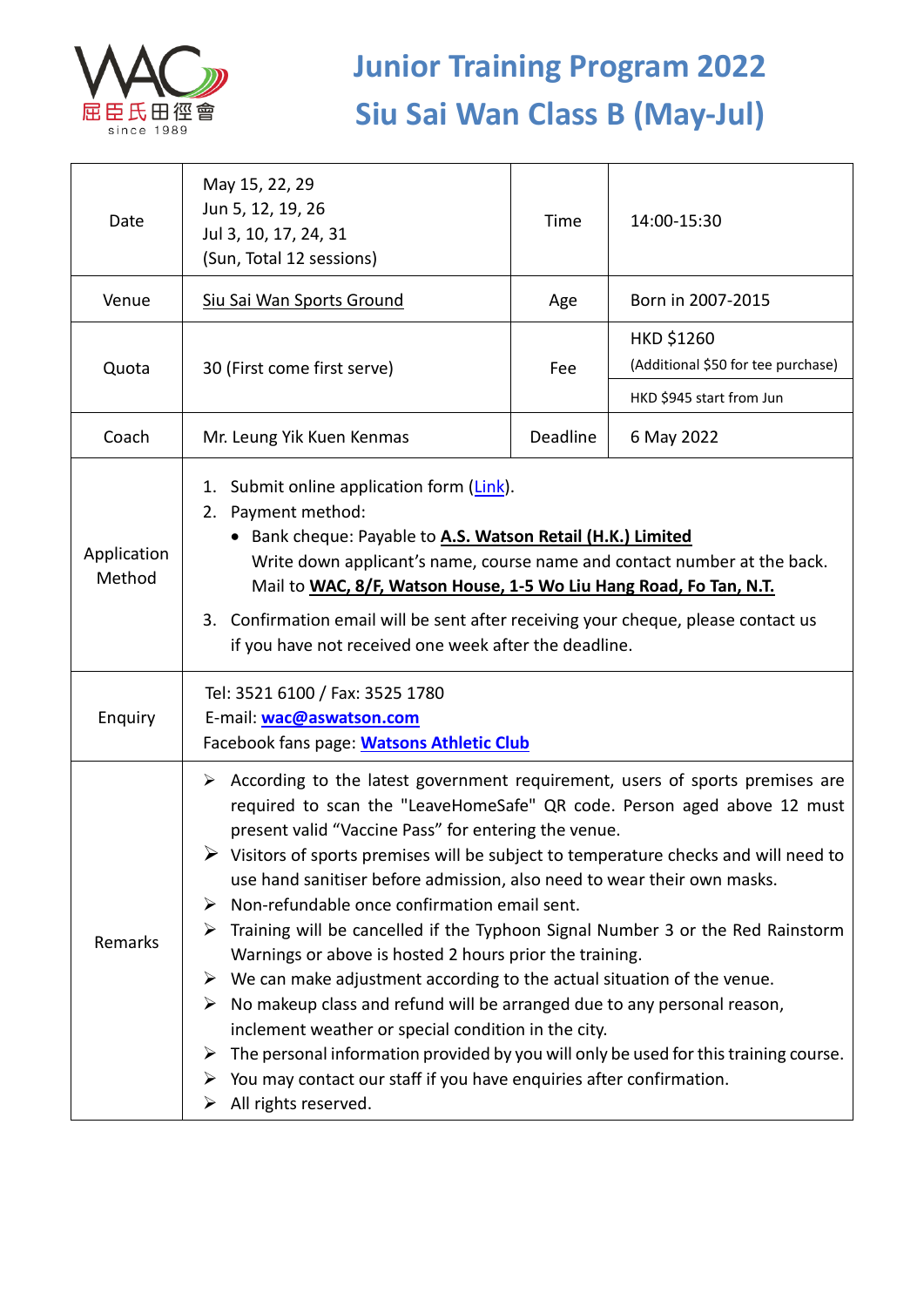# Junior Training Program 2022
# Siu Sai Wan Class B (May-Jul)

| | | | |
|---|---|---|---|
| Date | May 15, 22, 29<br>Jun 5, 12, 19, 26<br>Jul 3, 10, 17, 24, 31<br>(Sun, Total 12 sessions) | Time | 14:00-15:30 |
| Venue | Siu Sai Wan Sports Ground | Age | Born in 2007-2015 |
| Quota | 30 (First come first serve) | Fee | HKD $1260<br>(Additional $50 for tee purchase)<br>HKD $945 start from Jun |
| Coach | Mr. Leung Yik Kuen Kenmas | Deadline | 6 May 2022 |
| Application Method | 1. Submit online application form (Link).<br>2. Payment method:<br>• Bank cheque: Payable to **A.S. Watson Retail (H.K.) Limited**<br>Write down applicant's name, course name and contact number at the back.<br>Mail to **WAC, 8/F, Watson House, 1-5 Wo Liu Hang Road, Fo Tan, N.T.**<br>3. Confirmation email will be sent after receiving your cheque, please contact us if you have not received one week after the deadline. | | |
| Enquiry | Tel: 3521 6100 / Fax: 3525 1780<br>E-mail: **wac@aswatson.com**<br>Facebook fans page: **Watsons Athletic Club** | | |
| Remarks | ➢ According to the latest government requirement, users of sports premises are required to scan the "LeaveHomeSafe" QR code. Person aged above 12 must present valid "Vaccine Pass" for entering the venue.<br>➢ Visitors of sports premises will be subject to temperature checks and will need to use hand sanitiser before admission, also need to wear their own masks.<br>➢ Non-refundable once confirmation email sent.<br>➢ Training will be cancelled if the Typhoon Signal Number 3 or the Red Rainstorm Warnings or above is hosted 2 hours prior the training.<br>➢ We can make adjustment according to the actual situation of the venue.<br>➢ No makeup class and refund will be arranged due to any personal reason, inclement weather or special condition in the city.<br>➢ The personal information provided by you will only be used for this training course.<br>➢ You may contact our staff if you have enquiries after confirmation.<br>➢ All rights reserved. | | |